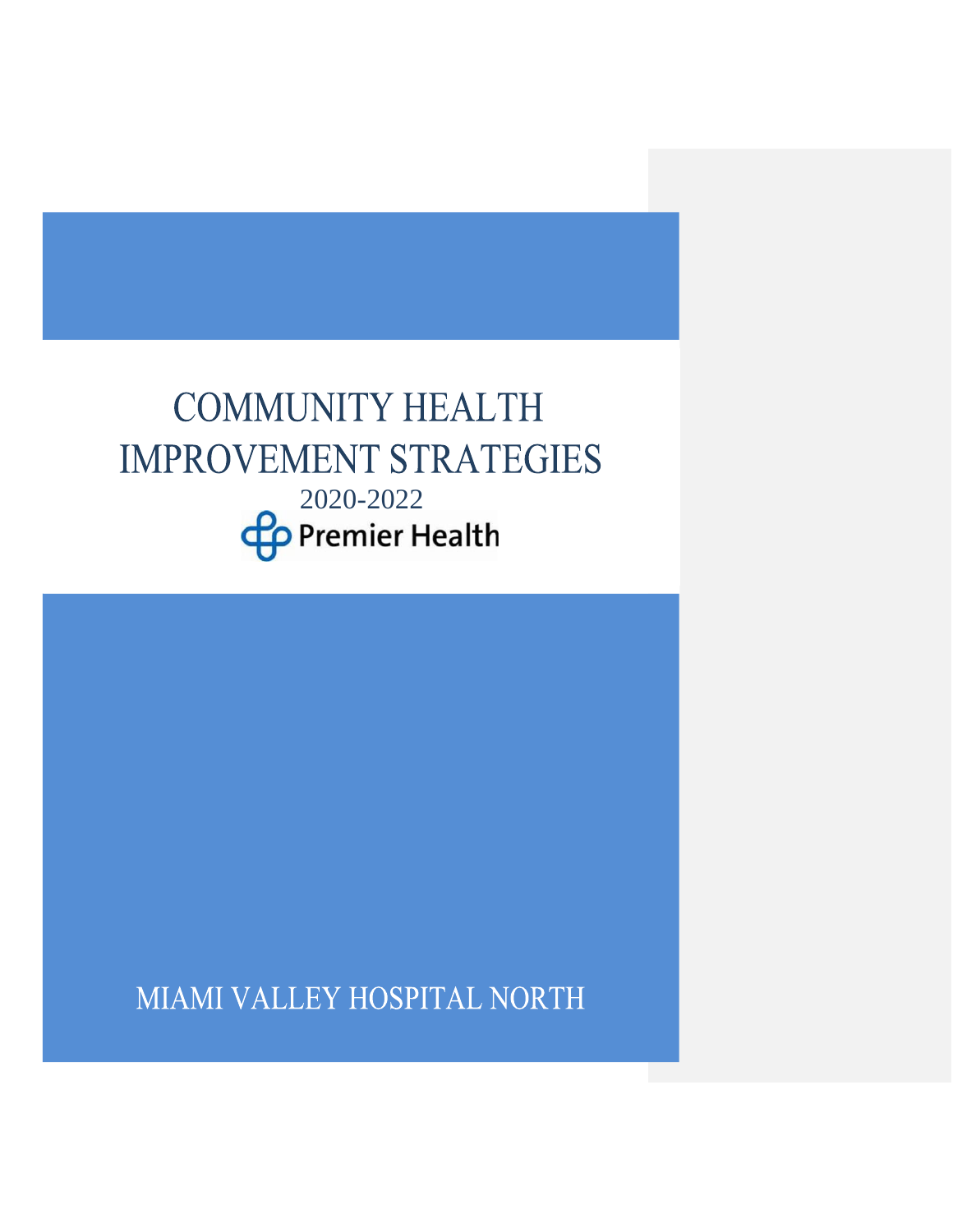# COMMUNITY HEALTH IMPROVEMENT STRATEGIES

2020-2022

Premier Health

MIAMI VALLEY HOSPITAL NORTH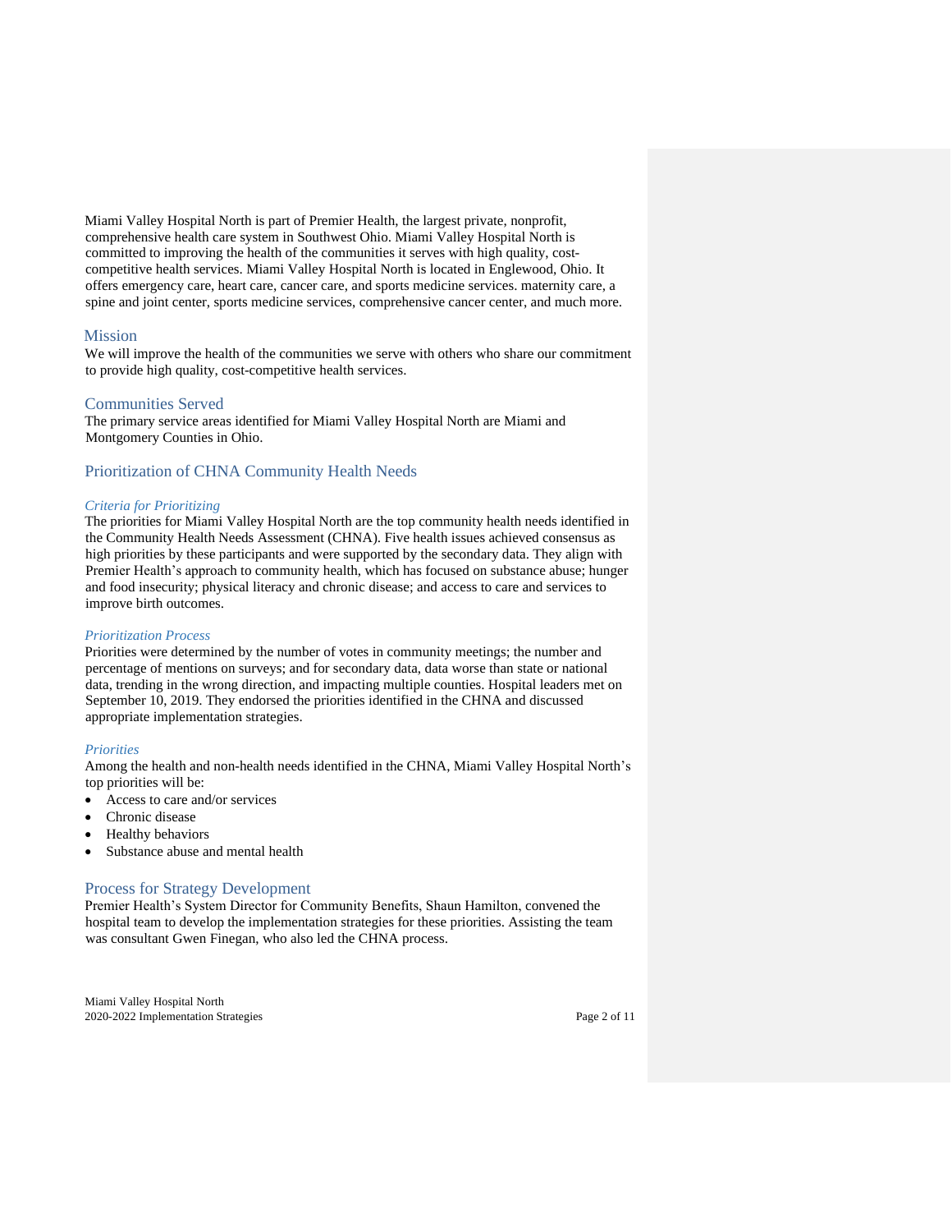Miami Valley Hospital North is part of Premier Health, the largest private, nonprofit, comprehensive health care system in Southwest Ohio. Miami Valley Hospital North is committed to improving the health of the communities it serves with high quality, cost-competitive health services. Miami Valley Hospital North is located in Englewood, Ohio. It offers emergency care, heart care, cancer care, and sports medicine services. maternity care, a spine and joint center, sports medicine services, comprehensive cancer center, and much more.

## Mission

We will improve the health of the communities we serve with others who share our commitment to provide high quality, cost-competitive health services.

## Communities Served

The primary service areas identified for Miami Valley Hospital North are Miami and Montgomery Counties in Ohio.

## Prioritization of CHNA Community Health Needs

### *Criteria for Prioritizing*

The priorities for Miami Valley Hospital North are the top community health needs identified in the Community Health Needs Assessment (CHNA). Five health issues achieved consensus as high priorities by these participants and were supported by the secondary data. They align with Premier Health's approach to community health, which has focused on substance abuse; hunger and food insecurity; physical literacy and chronic disease; and access to care and services to improve birth outcomes.

### *Prioritization Process*

Priorities were determined by the number of votes in community meetings; the number and percentage of mentions on surveys; and for secondary data, data worse than state or national data, trending in the wrong direction, and impacting multiple counties. Hospital leaders met on September 10, 2019. They endorsed the priorities identified in the CHNA and discussed appropriate implementation strategies.

### *Priorities*

Among the health and non-health needs identified in the CHNA, Miami Valley Hospital North's top priorities will be:

- Access to care and/or services
- Chronic disease
- Healthy behaviors
- Substance abuse and mental health

## Process for Strategy Development

Premier Health's System Director for Community Benefits, Shaun Hamilton, convened the hospital team to develop the implementation strategies for these priorities. Assisting the team was consultant Gwen Finegan, who also led the CHNA process.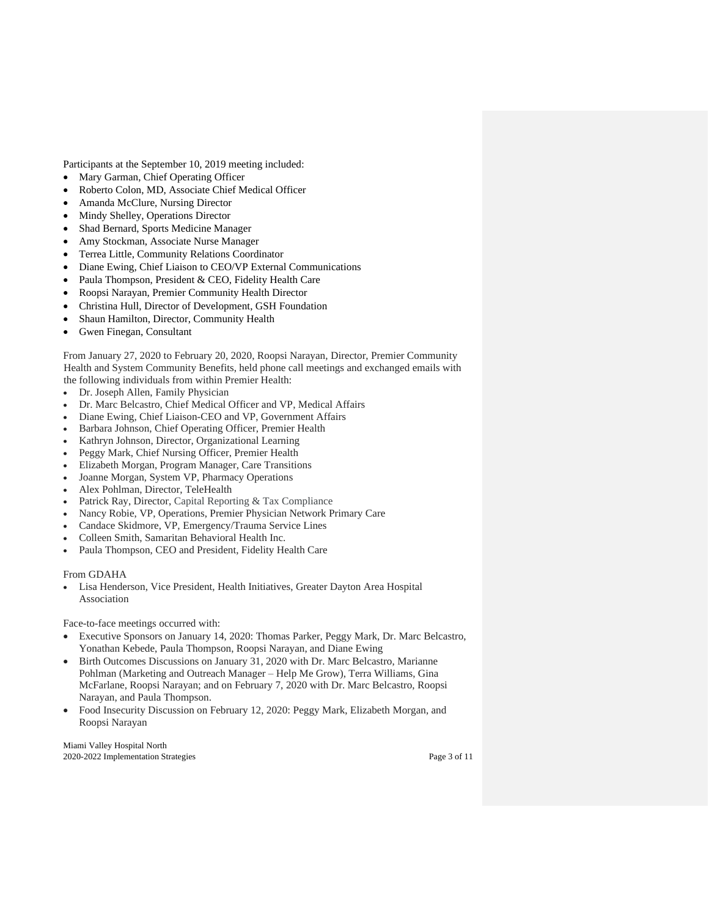Participants at the September 10, 2019 meeting included:

- Mary Garman, Chief Operating Officer
- Roberto Colon, MD, Associate Chief Medical Officer
- Amanda McClure, Nursing Director
- Mindy Shelley, Operations Director
- Shad Bernard, Sports Medicine Manager
- Amy Stockman, Associate Nurse Manager
- Terrea Little, Community Relations Coordinator
- Diane Ewing, Chief Liaison to CEO/VP External Communications
- Paula Thompson, President & CEO, Fidelity Health Care
- Roopsi Narayan, Premier Community Health Director
- Christina Hull, Director of Development, GSH Foundation
- Shaun Hamilton, Director, Community Health
- Gwen Finegan, Consultant

From January 27, 2020 to February 20, 2020, Roopsi Narayan, Director, Premier Community Health and System Community Benefits, held phone call meetings and exchanged emails with the following individuals from within Premier Health:

- Dr. Joseph Allen, Family Physician
- Dr. Marc Belcastro, Chief Medical Officer and VP, Medical Affairs
- Diane Ewing, Chief Liaison-CEO and VP, Government Affairs
- Barbara Johnson, Chief Operating Officer, Premier Health
- Kathryn Johnson, Director, Organizational Learning
- Peggy Mark, Chief Nursing Officer, Premier Health
- Elizabeth Morgan, Program Manager, Care Transitions
- Joanne Morgan, System VP, Pharmacy Operations
- Alex Pohlman, Director, TeleHealth
- Patrick Ray, Director, Capital Reporting & Tax Compliance
- Nancy Robie, VP, Operations, Premier Physician Network Primary Care
- Candace Skidmore, VP, Emergency/Trauma Service Lines
- Colleen Smith, Samaritan Behavioral Health Inc.
- Paula Thompson, CEO and President, Fidelity Health Care

From GDAHA

- Lisa Henderson, Vice President, Health Initiatives, Greater Dayton Area Hospital Association

Face-to-face meetings occurred with:

- Executive Sponsors on January 14, 2020: Thomas Parker, Peggy Mark, Dr. Marc Belcastro, Yonathan Kebede, Paula Thompson, Roopsi Narayan, and Diane Ewing
- Birth Outcomes Discussions on January 31, 2020 with Dr. Marc Belcastro, Marianne Pohlman (Marketing and Outreach Manager – Help Me Grow), Terra Williams, Gina McFarlane, Roopsi Narayan; and on February 7, 2020 with Dr. Marc Belcastro, Roopsi Narayan, and Paula Thompson.
- Food Insecurity Discussion on February 12, 2020: Peggy Mark, Elizabeth Morgan, and Roopsi Narayan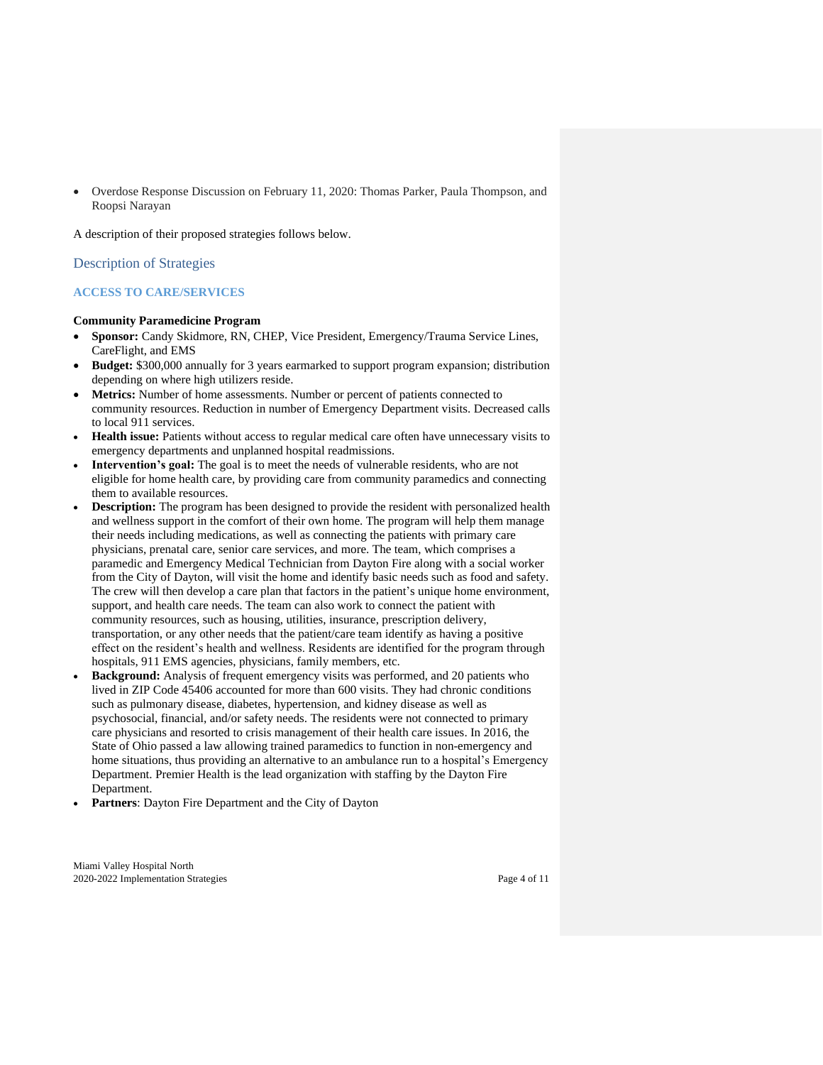- Overdose Response Discussion on February 11, 2020: Thomas Parker, Paula Thompson, and Roopsi Narayan

A description of their proposed strategies follows below.

## Description of Strategies

### ACCESS TO CARE/SERVICES

**Community Paramedicine Program**

- **Sponsor:** Candy Skidmore, RN, CHEP, Vice President, Emergency/Trauma Service Lines, CareFlight, and EMS
- **Budget:** $300,000 annually for 3 years earmarked to support program expansion; distribution depending on where high utilizers reside.
- **Metrics:** Number of home assessments. Number or percent of patients connected to community resources. Reduction in number of Emergency Department visits. Decreased calls to local 911 services.
- **Health issue:** Patients without access to regular medical care often have unnecessary visits to emergency departments and unplanned hospital readmissions.
- **Intervention's goal:** The goal is to meet the needs of vulnerable residents, who are not eligible for home health care, by providing care from community paramedics and connecting them to available resources.
- **Description:** The program has been designed to provide the resident with personalized health and wellness support in the comfort of their own home. The program will help them manage their needs including medications, as well as connecting the patients with primary care physicians, prenatal care, senior care services, and more. The team, which comprises a paramedic and Emergency Medical Technician from Dayton Fire along with a social worker from the City of Dayton, will visit the home and identify basic needs such as food and safety. The crew will then develop a care plan that factors in the patient's unique home environment, support, and health care needs. The team can also work to connect the patient with community resources, such as housing, utilities, insurance, prescription delivery, transportation, or any other needs that the patient/care team identify as having a positive effect on the resident's health and wellness. Residents are identified for the program through hospitals, 911 EMS agencies, physicians, family members, etc.
- **Background:** Analysis of frequent emergency visits was performed, and 20 patients who lived in ZIP Code 45406 accounted for more than 600 visits. They had chronic conditions such as pulmonary disease, diabetes, hypertension, and kidney disease as well as psychosocial, financial, and/or safety needs. The residents were not connected to primary care physicians and resorted to crisis management of their health care issues. In 2016, the State of Ohio passed a law allowing trained paramedics to function in non-emergency and home situations, thus providing an alternative to an ambulance run to a hospital's Emergency Department. Premier Health is the lead organization with staffing by the Dayton Fire Department.
- **Partners**: Dayton Fire Department and the City of Dayton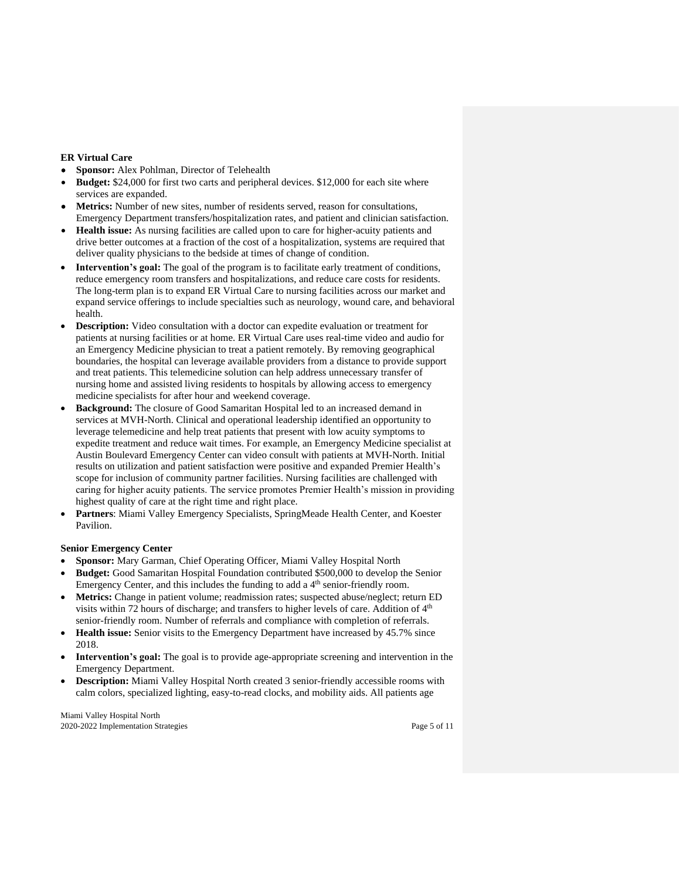**ER Virtual Care**

- **Sponsor:** Alex Pohlman, Director of Telehealth
- **Budget:** $24,000 for first two carts and peripheral devices. $12,000 for each site where services are expanded.
- **Metrics:** Number of new sites, number of residents served, reason for consultations, Emergency Department transfers/hospitalization rates, and patient and clinician satisfaction.
- **Health issue:** As nursing facilities are called upon to care for higher-acuity patients and drive better outcomes at a fraction of the cost of a hospitalization, systems are required that deliver quality physicians to the bedside at times of change of condition.
- **Intervention's goal:** The goal of the program is to facilitate early treatment of conditions, reduce emergency room transfers and hospitalizations, and reduce care costs for residents. The long-term plan is to expand ER Virtual Care to nursing facilities across our market and expand service offerings to include specialties such as neurology, wound care, and behavioral health.
- **Description:** Video consultation with a doctor can expedite evaluation or treatment for patients at nursing facilities or at home. ER Virtual Care uses real-time video and audio for an Emergency Medicine physician to treat a patient remotely. By removing geographical boundaries, the hospital can leverage available providers from a distance to provide support and treat patients. This telemedicine solution can help address unnecessary transfer of nursing home and assisted living residents to hospitals by allowing access to emergency medicine specialists for after hour and weekend coverage.
- **Background:** The closure of Good Samaritan Hospital led to an increased demand in services at MVH-North. Clinical and operational leadership identified an opportunity to leverage telemedicine and help treat patients that present with low acuity symptoms to expedite treatment and reduce wait times. For example, an Emergency Medicine specialist at Austin Boulevard Emergency Center can video consult with patients at MVH-North. Initial results on utilization and patient satisfaction were positive and expanded Premier Health's scope for inclusion of community partner facilities. Nursing facilities are challenged with caring for higher acuity patients. The service promotes Premier Health's mission in providing highest quality of care at the right time and right place.
- **Partners**: Miami Valley Emergency Specialists, SpringMeade Health Center, and Koester Pavilion.

**Senior Emergency Center**

- **Sponsor:** Mary Garman, Chief Operating Officer, Miami Valley Hospital North
- **Budget:** Good Samaritan Hospital Foundation contributed $500,000 to develop the Senior Emergency Center, and this includes the funding to add a 4th senior-friendly room.
- **Metrics:** Change in patient volume; readmission rates; suspected abuse/neglect; return ED visits within 72 hours of discharge; and transfers to higher levels of care. Addition of 4th senior-friendly room. Number of referrals and compliance with completion of referrals.
- **Health issue:** Senior visits to the Emergency Department have increased by 45.7% since 2018.
- **Intervention's goal:** The goal is to provide age-appropriate screening and intervention in the Emergency Department.
- **Description:** Miami Valley Hospital North created 3 senior-friendly accessible rooms with calm colors, specialized lighting, easy-to-read clocks, and mobility aids. All patients age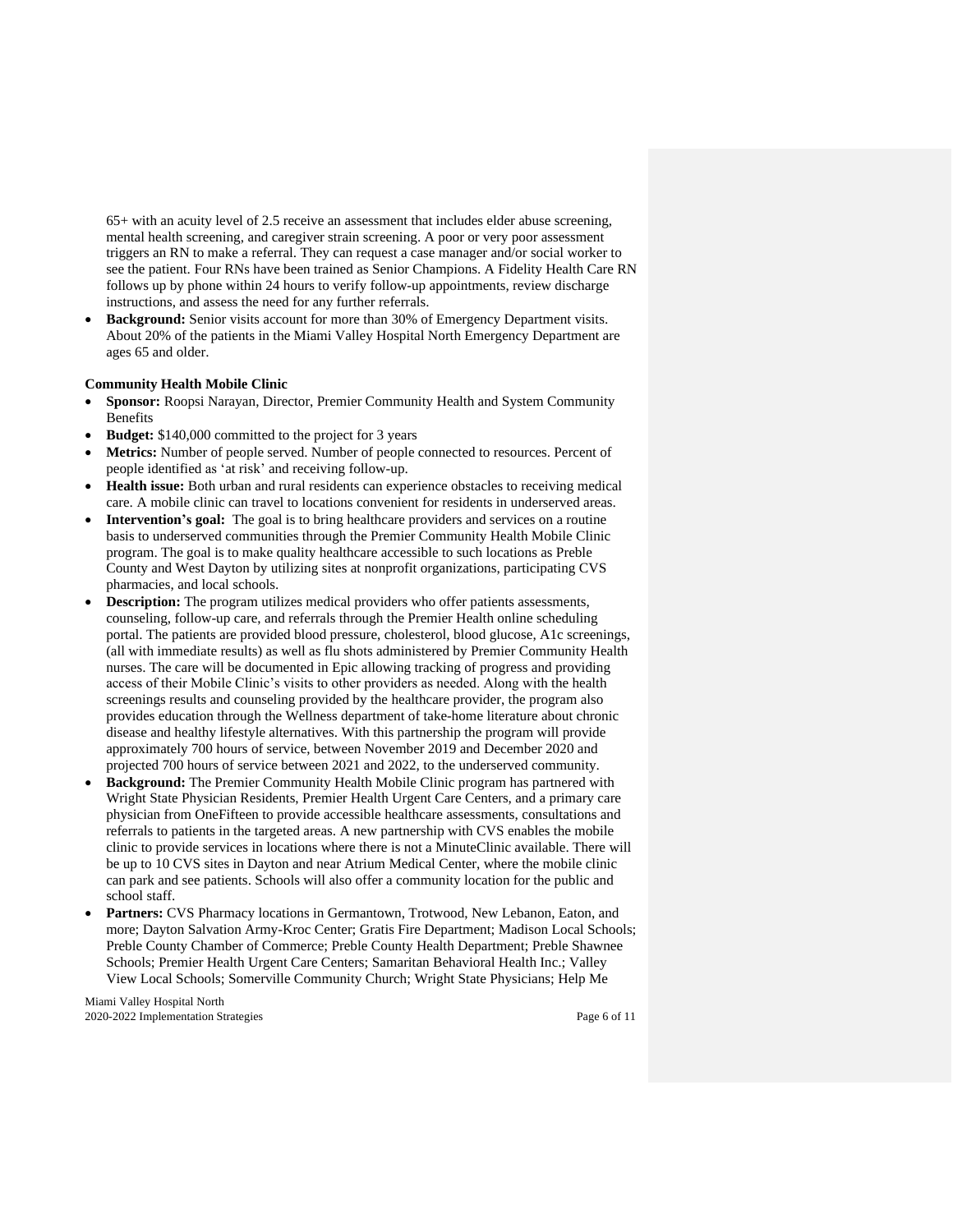65+ with an acuity level of 2.5 receive an assessment that includes elder abuse screening, mental health screening, and caregiver strain screening. A poor or very poor assessment triggers an RN to make a referral. They can request a case manager and/or social worker to see the patient. Four RNs have been trained as Senior Champions. A Fidelity Health Care RN follows up by phone within 24 hours to verify follow-up appointments, review discharge instructions, and assess the need for any further referrals.

- **Background:** Senior visits account for more than 30% of Emergency Department visits. About 20% of the patients in the Miami Valley Hospital North Emergency Department are ages 65 and older.

**Community Health Mobile Clinic**

- **Sponsor:** Roopsi Narayan, Director, Premier Community Health and System Community Benefits
- **Budget:** $140,000 committed to the project for 3 years
- **Metrics:** Number of people served. Number of people connected to resources. Percent of people identified as 'at risk' and receiving follow-up.
- **Health issue:** Both urban and rural residents can experience obstacles to receiving medical care. A mobile clinic can travel to locations convenient for residents in underserved areas.
- **Intervention's goal:** The goal is to bring healthcare providers and services on a routine basis to underserved communities through the Premier Community Health Mobile Clinic program. The goal is to make quality healthcare accessible to such locations as Preble County and West Dayton by utilizing sites at nonprofit organizations, participating CVS pharmacies, and local schools.
- **Description:** The program utilizes medical providers who offer patients assessments, counseling, follow-up care, and referrals through the Premier Health online scheduling portal. The patients are provided blood pressure, cholesterol, blood glucose, A1c screenings, (all with immediate results) as well as flu shots administered by Premier Community Health nurses. The care will be documented in Epic allowing tracking of progress and providing access of their Mobile Clinic's visits to other providers as needed. Along with the health screenings results and counseling provided by the healthcare provider, the program also provides education through the Wellness department of take-home literature about chronic disease and healthy lifestyle alternatives. With this partnership the program will provide approximately 700 hours of service, between November 2019 and December 2020 and projected 700 hours of service between 2021 and 2022, to the underserved community.
- **Background:** The Premier Community Health Mobile Clinic program has partnered with Wright State Physician Residents, Premier Health Urgent Care Centers, and a primary care physician from OneFifteen to provide accessible healthcare assessments, consultations and referrals to patients in the targeted areas. A new partnership with CVS enables the mobile clinic to provide services in locations where there is not a MinuteClinic available. There will be up to 10 CVS sites in Dayton and near Atrium Medical Center, where the mobile clinic can park and see patients. Schools will also offer a community location for the public and school staff.
- **Partners:** CVS Pharmacy locations in Germantown, Trotwood, New Lebanon, Eaton, and more; Dayton Salvation Army-Kroc Center; Gratis Fire Department; Madison Local Schools; Preble County Chamber of Commerce; Preble County Health Department; Preble Shawnee Schools; Premier Health Urgent Care Centers; Samaritan Behavioral Health Inc.; Valley View Local Schools; Somerville Community Church; Wright State Physicians; Help Me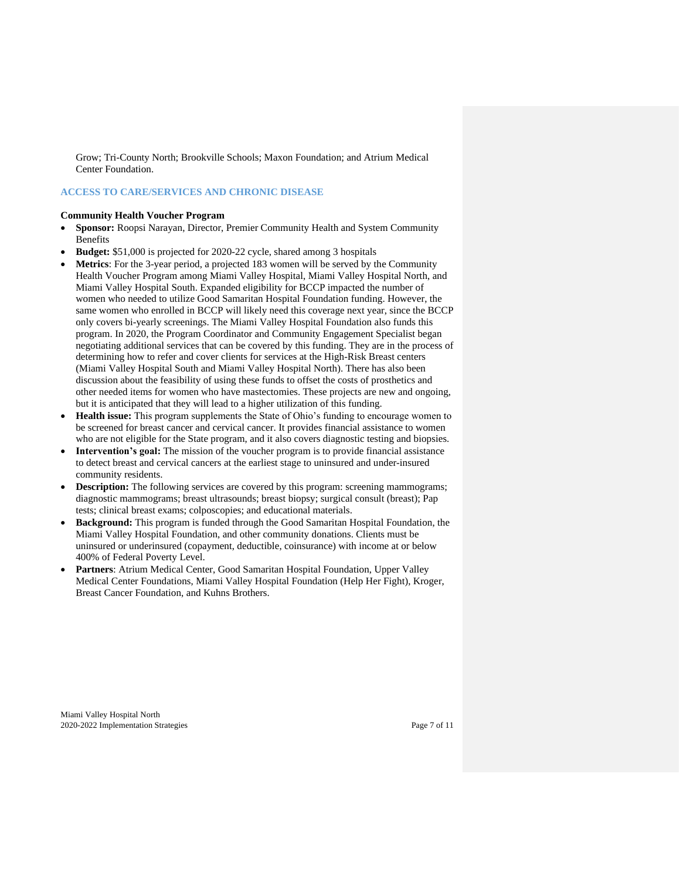Grow; Tri-County North; Brookville Schools; Maxon Foundation; and Atrium Medical Center Foundation.

## ACCESS TO CARE/SERVICES AND CHRONIC DISEASE

**Community Health Voucher Program**

- **Sponsor:** Roopsi Narayan, Director, Premier Community Health and System Community Benefits
- **Budget:** $51,000 is projected for 2020-22 cycle, shared among 3 hospitals
- **Metrics**: For the 3-year period, a projected 183 women will be served by the Community Health Voucher Program among Miami Valley Hospital, Miami Valley Hospital North, and Miami Valley Hospital South. Expanded eligibility for BCCP impacted the number of women who needed to utilize Good Samaritan Hospital Foundation funding. However, the same women who enrolled in BCCP will likely need this coverage next year, since the BCCP only covers bi-yearly screenings. The Miami Valley Hospital Foundation also funds this program. In 2020, the Program Coordinator and Community Engagement Specialist began negotiating additional services that can be covered by this funding. They are in the process of determining how to refer and cover clients for services at the High-Risk Breast centers (Miami Valley Hospital South and Miami Valley Hospital North). There has also been discussion about the feasibility of using these funds to offset the costs of prosthetics and other needed items for women who have mastectomies. These projects are new and ongoing, but it is anticipated that they will lead to a higher utilization of this funding.
- **Health issue:** This program supplements the State of Ohio's funding to encourage women to be screened for breast cancer and cervical cancer. It provides financial assistance to women who are not eligible for the State program, and it also covers diagnostic testing and biopsies.
- **Intervention's goal:** The mission of the voucher program is to provide financial assistance to detect breast and cervical cancers at the earliest stage to uninsured and under-insured community residents.
- **Description:** The following services are covered by this program: screening mammograms; diagnostic mammograms; breast ultrasounds; breast biopsy; surgical consult (breast); Pap tests; clinical breast exams; colposcopies; and educational materials.
- **Background:** This program is funded through the Good Samaritan Hospital Foundation, the Miami Valley Hospital Foundation, and other community donations. Clients must be uninsured or underinsured (copayment, deductible, coinsurance) with income at or below 400% of Federal Poverty Level.
- **Partners**: Atrium Medical Center, Good Samaritan Hospital Foundation, Upper Valley Medical Center Foundations, Miami Valley Hospital Foundation (Help Her Fight), Kroger, Breast Cancer Foundation, and Kuhns Brothers.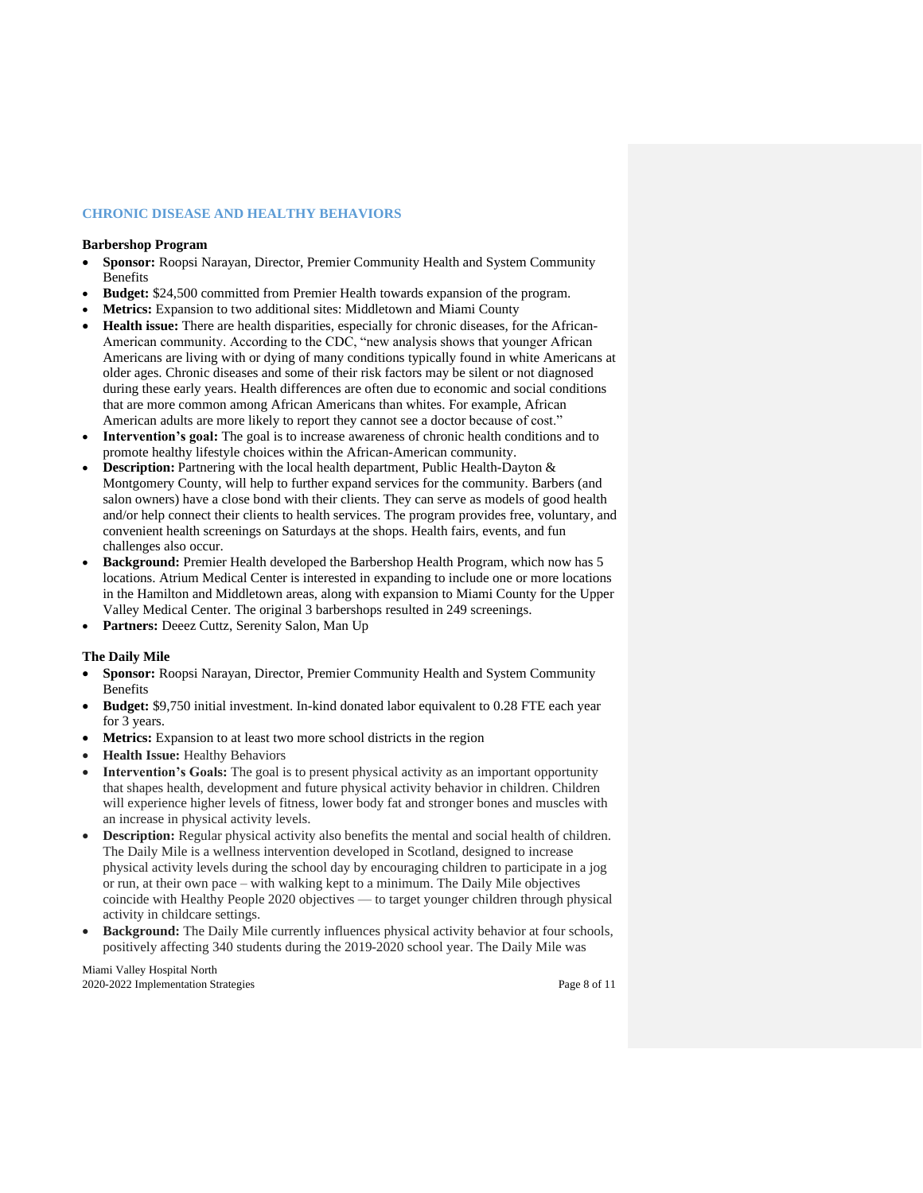## CHRONIC DISEASE AND HEALTHY BEHAVIORS

### Barbershop Program

- **Sponsor:** Roopsi Narayan, Director, Premier Community Health and System Community Benefits
- **Budget:** $24,500 committed from Premier Health towards expansion of the program.
- **Metrics:** Expansion to two additional sites: Middletown and Miami County
- **Health issue:** There are health disparities, especially for chronic diseases, for the African-American community. According to the CDC, "new analysis shows that younger African Americans are living with or dying of many conditions typically found in white Americans at older ages. Chronic diseases and some of their risk factors may be silent or not diagnosed during these early years. Health differences are often due to economic and social conditions that are more common among African Americans than whites. For example, African American adults are more likely to report they cannot see a doctor because of cost."
- **Intervention's goal:** The goal is to increase awareness of chronic health conditions and to promote healthy lifestyle choices within the African-American community.
- **Description:** Partnering with the local health department, Public Health-Dayton & Montgomery County, will help to further expand services for the community. Barbers (and salon owners) have a close bond with their clients. They can serve as models of good health and/or help connect their clients to health services. The program provides free, voluntary, and convenient health screenings on Saturdays at the shops. Health fairs, events, and fun challenges also occur.
- **Background:** Premier Health developed the Barbershop Health Program, which now has 5 locations. Atrium Medical Center is interested in expanding to include one or more locations in the Hamilton and Middletown areas, along with expansion to Miami County for the Upper Valley Medical Center. The original 3 barbershops resulted in 249 screenings.
- **Partners:** Deeez Cuttz, Serenity Salon, Man Up

### The Daily Mile

- **Sponsor:** Roopsi Narayan, Director, Premier Community Health and System Community Benefits
- **Budget:** $9,750 initial investment. In-kind donated labor equivalent to 0.28 FTE each year for 3 years.
- **Metrics:** Expansion to at least two more school districts in the region
- **Health Issue:** Healthy Behaviors
- **Intervention's Goals:** The goal is to present physical activity as an important opportunity that shapes health, development and future physical activity behavior in children. Children will experience higher levels of fitness, lower body fat and stronger bones and muscles with an increase in physical activity levels.
- **Description:** Regular physical activity also benefits the mental and social health of children. The Daily Mile is a wellness intervention developed in Scotland, designed to increase physical activity levels during the school day by encouraging children to participate in a jog or run, at their own pace – with walking kept to a minimum. The Daily Mile objectives coincide with Healthy People 2020 objectives — to target younger children through physical activity in childcare settings.
- **Background:** The Daily Mile currently influences physical activity behavior at four schools, positively affecting 340 students during the 2019-2020 school year. The Daily Mile was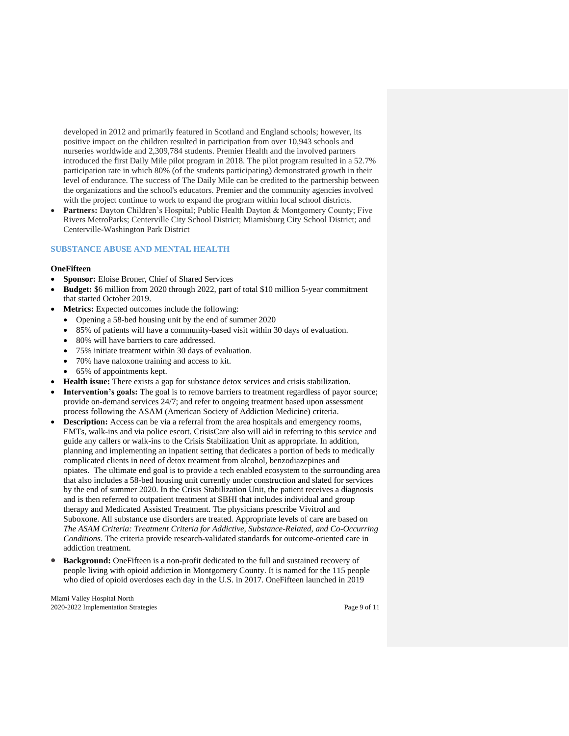developed in 2012 and primarily featured in Scotland and England schools; however, its positive impact on the children resulted in participation from over 10,943 schools and nurseries worldwide and 2,309,784 students. Premier Health and the involved partners introduced the first Daily Mile pilot program in 2018. The pilot program resulted in a 52.7% participation rate in which 80% (of the students participating) demonstrated growth in their level of endurance. The success of The Daily Mile can be credited to the partnership between the organizations and the school's educators. Premier and the community agencies involved with the project continue to work to expand the program within local school districts.

- **Partners:** Dayton Children's Hospital; Public Health Dayton & Montgomery County; Five Rivers MetroParks; Centerville City School District; Miamisburg City School District; and Centerville-Washington Park District

## SUBSTANCE ABUSE AND MENTAL HEALTH

### OneFifteen

- **Sponsor:** Eloise Broner, Chief of Shared Services
- **Budget:** $6 million from 2020 through 2022, part of total $10 million 5-year commitment that started October 2019.
- **Metrics:** Expected outcomes include the following:
  - Opening a 58-bed housing unit by the end of summer 2020
  - 85% of patients will have a community-based visit within 30 days of evaluation.
  - 80% will have barriers to care addressed.
  - 75% initiate treatment within 30 days of evaluation.
  - 70% have naloxone training and access to kit.
  - 65% of appointments kept.
- **Health issue:** There exists a gap for substance detox services and crisis stabilization.
- **Intervention's goals:** The goal is to remove barriers to treatment regardless of payor source; provide on-demand services 24/7; and refer to ongoing treatment based upon assessment process following the ASAM (American Society of Addiction Medicine) criteria.
- **Description:** Access can be via a referral from the area hospitals and emergency rooms, EMTs, walk-ins and via police escort. CrisisCare also will aid in referring to this service and guide any callers or walk-ins to the Crisis Stabilization Unit as appropriate. In addition, planning and implementing an inpatient setting that dedicates a portion of beds to medically complicated clients in need of detox treatment from alcohol, benzodiazepines and opiates. The ultimate end goal is to provide a tech enabled ecosystem to the surrounding area that also includes a 58-bed housing unit currently under construction and slated for services by the end of summer 2020. In the Crisis Stabilization Unit, the patient receives a diagnosis and is then referred to outpatient treatment at SBHI that includes individual and group therapy and Medicated Assisted Treatment. The physicians prescribe Vivitrol and Suboxone. All substance use disorders are treated. Appropriate levels of care are based on *The ASAM Criteria: Treatment Criteria for Addictive, Substance-Related, and Co-Occurring Conditions*. The criteria provide research-validated standards for outcome-oriented care in addiction treatment.
- **Background:** OneFifteen is a non-profit dedicated to the full and sustained recovery of people living with opioid addiction in Montgomery County. It is named for the 115 people who died of opioid overdoses each day in the U.S. in 2017. OneFifteen launched in 2019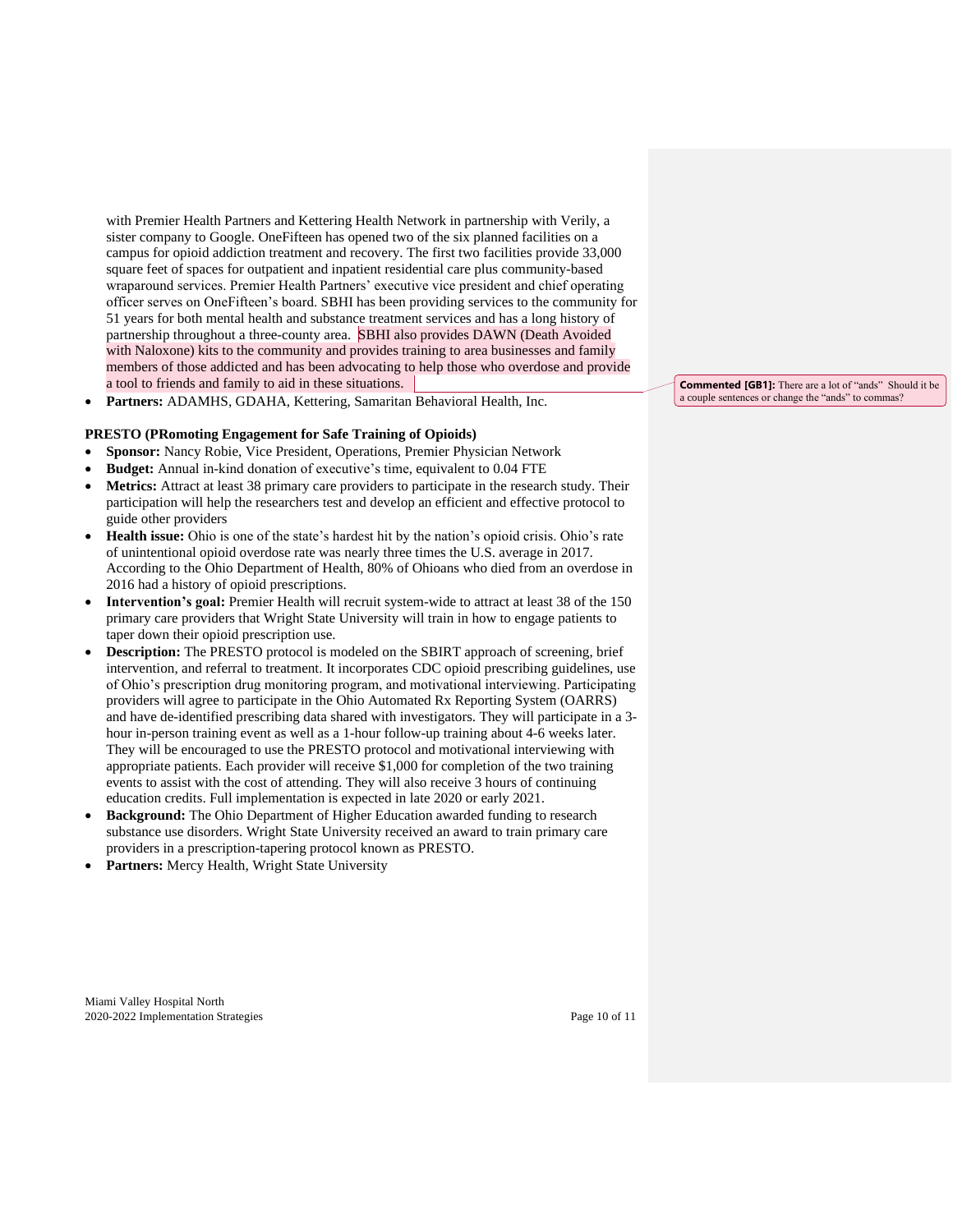with Premier Health Partners and Kettering Health Network in partnership with Verily, a sister company to Google. OneFifteen has opened two of the six planned facilities on a campus for opioid addiction treatment and recovery. The first two facilities provide 33,000 square feet of spaces for outpatient and inpatient residential care plus community-based wraparound services. Premier Health Partners' executive vice president and chief operating officer serves on OneFifteen's board. SBHI has been providing services to the community for 51 years for both mental health and substance treatment services and has a long history of partnership throughout a three-county area. SBHI also provides DAWN (Death Avoided with Naloxone) kits to the community and provides training to area businesses and family members of those addicted and has been advocating to help those who overdose and provide a tool to friends and family to aid in these situations.

**Commented [GB1]:** There are a lot of "ands" Should it be a couple sentences or change the "ands" to commas?

- **Partners:** ADAMHS, GDAHA, Kettering, Samaritan Behavioral Health, Inc.

**PRESTO (PRomoting Engagement for Safe Training of Opioids)**

- **Sponsor:** Nancy Robie, Vice President, Operations, Premier Physician Network
- **Budget:** Annual in-kind donation of executive's time, equivalent to 0.04 FTE
- **Metrics:** Attract at least 38 primary care providers to participate in the research study. Their participation will help the researchers test and develop an efficient and effective protocol to guide other providers
- **Health issue:** Ohio is one of the state's hardest hit by the nation's opioid crisis. Ohio's rate of unintentional opioid overdose rate was nearly three times the U.S. average in 2017. According to the Ohio Department of Health, 80% of Ohioans who died from an overdose in 2016 had a history of opioid prescriptions.
- **Intervention's goal:** Premier Health will recruit system-wide to attract at least 38 of the 150 primary care providers that Wright State University will train in how to engage patients to taper down their opioid prescription use.
- **Description:** The PRESTO protocol is modeled on the SBIRT approach of screening, brief intervention, and referral to treatment. It incorporates CDC opioid prescribing guidelines, use of Ohio's prescription drug monitoring program, and motivational interviewing. Participating providers will agree to participate in the Ohio Automated Rx Reporting System (OARRS) and have de-identified prescribing data shared with investigators. They will participate in a 3-hour in-person training event as well as a 1-hour follow-up training about 4-6 weeks later. They will be encouraged to use the PRESTO protocol and motivational interviewing with appropriate patients. Each provider will receive $1,000 for completion of the two training events to assist with the cost of attending. They will also receive 3 hours of continuing education credits. Full implementation is expected in late 2020 or early 2021.
- **Background:** The Ohio Department of Higher Education awarded funding to research substance use disorders. Wright State University received an award to train primary care providers in a prescription-tapering protocol known as PRESTO.
- **Partners:** Mercy Health, Wright State University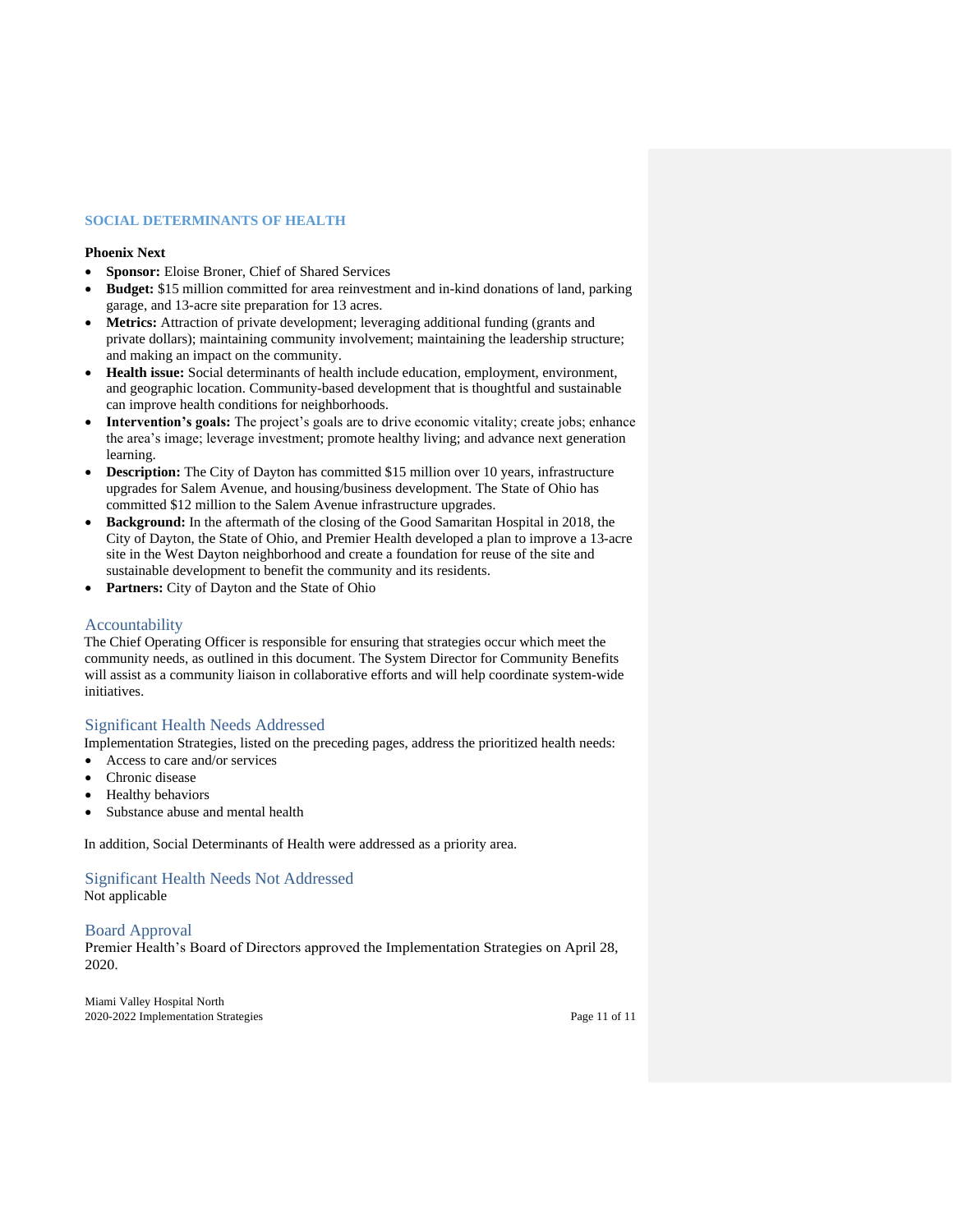## SOCIAL DETERMINANTS OF HEALTH

**Phoenix Next**

- **Sponsor:** Eloise Broner, Chief of Shared Services
- **Budget:** $15 million committed for area reinvestment and in-kind donations of land, parking garage, and 13-acre site preparation for 13 acres.
- **Metrics:** Attraction of private development; leveraging additional funding (grants and private dollars); maintaining community involvement; maintaining the leadership structure; and making an impact on the community.
- **Health issue:** Social determinants of health include education, employment, environment, and geographic location. Community-based development that is thoughtful and sustainable can improve health conditions for neighborhoods.
- **Intervention's goals:** The project's goals are to drive economic vitality; create jobs; enhance the area's image; leverage investment; promote healthy living; and advance next generation learning.
- **Description:** The City of Dayton has committed $15 million over 10 years, infrastructure upgrades for Salem Avenue, and housing/business development. The State of Ohio has committed $12 million to the Salem Avenue infrastructure upgrades.
- **Background:** In the aftermath of the closing of the Good Samaritan Hospital in 2018, the City of Dayton, the State of Ohio, and Premier Health developed a plan to improve a 13-acre site in the West Dayton neighborhood and create a foundation for reuse of the site and sustainable development to benefit the community and its residents.
- **Partners:** City of Dayton and the State of Ohio

## Accountability

The Chief Operating Officer is responsible for ensuring that strategies occur which meet the community needs, as outlined in this document. The System Director for Community Benefits will assist as a community liaison in collaborative efforts and will help coordinate system-wide initiatives.

## Significant Health Needs Addressed

Implementation Strategies, listed on the preceding pages, address the prioritized health needs:

- Access to care and/or services
- Chronic disease
- Healthy behaviors
- Substance abuse and mental health

In addition, Social Determinants of Health were addressed as a priority area.

## Significant Health Needs Not Addressed

Not applicable

## Board Approval

Premier Health's Board of Directors approved the Implementation Strategies on April 28, 2020.